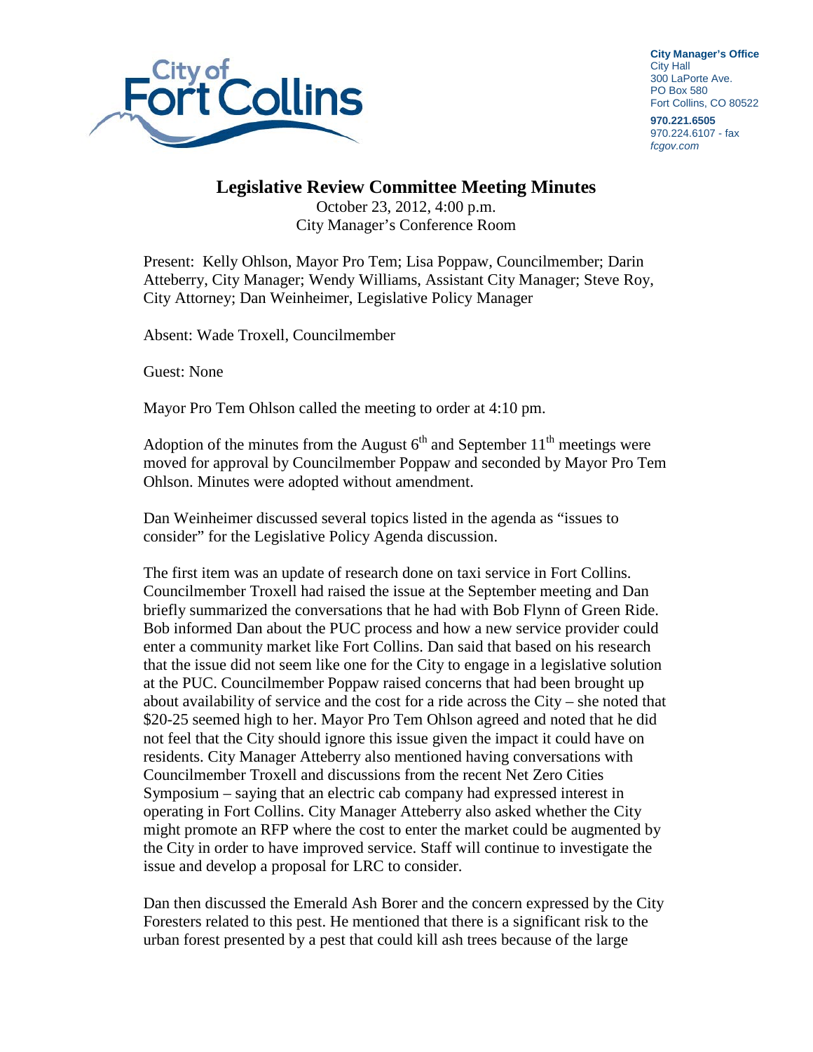**City Manager's Office**
City Hall
300 LaPorte Ave.
PO Box 580
Fort Collins, CO 80522

**970.221.6505**
970.224.6107 - fax
*fcgov.com*

# Legislative Review Committee Meeting Minutes

October 23, 2012, 4:00 p.m.
City Manager's Conference Room

Present: Kelly Ohlson, Mayor Pro Tem; Lisa Poppaw, Councilmember; Darin Atteberry, City Manager; Wendy Williams, Assistant City Manager; Steve Roy, City Attorney; Dan Weinheimer, Legislative Policy Manager

Absent: Wade Troxell, Councilmember

Guest: None

Mayor Pro Tem Ohlson called the meeting to order at 4:10 pm.

Adoption of the minutes from the August 6th and September 11th meetings were moved for approval by Councilmember Poppaw and seconded by Mayor Pro Tem Ohlson. Minutes were adopted without amendment.

Dan Weinheimer discussed several topics listed in the agenda as "issues to consider" for the Legislative Policy Agenda discussion.

The first item was an update of research done on taxi service in Fort Collins. Councilmember Troxell had raised the issue at the September meeting and Dan briefly summarized the conversations that he had with Bob Flynn of Green Ride. Bob informed Dan about the PUC process and how a new service provider could enter a community market like Fort Collins. Dan said that based on his research that the issue did not seem like one for the City to engage in a legislative solution at the PUC. Councilmember Poppaw raised concerns that had been brought up about availability of service and the cost for a ride across the City – she noted that $20-25 seemed high to her. Mayor Pro Tem Ohlson agreed and noted that he did not feel that the City should ignore this issue given the impact it could have on residents. City Manager Atteberry also mentioned having conversations with Councilmember Troxell and discussions from the recent Net Zero Cities Symposium – saying that an electric cab company had expressed interest in operating in Fort Collins. City Manager Atteberry also asked whether the City might promote an RFP where the cost to enter the market could be augmented by the City in order to have improved service. Staff will continue to investigate the issue and develop a proposal for LRC to consider.

Dan then discussed the Emerald Ash Borer and the concern expressed by the City Foresters related to this pest. He mentioned that there is a significant risk to the urban forest presented by a pest that could kill ash trees because of the large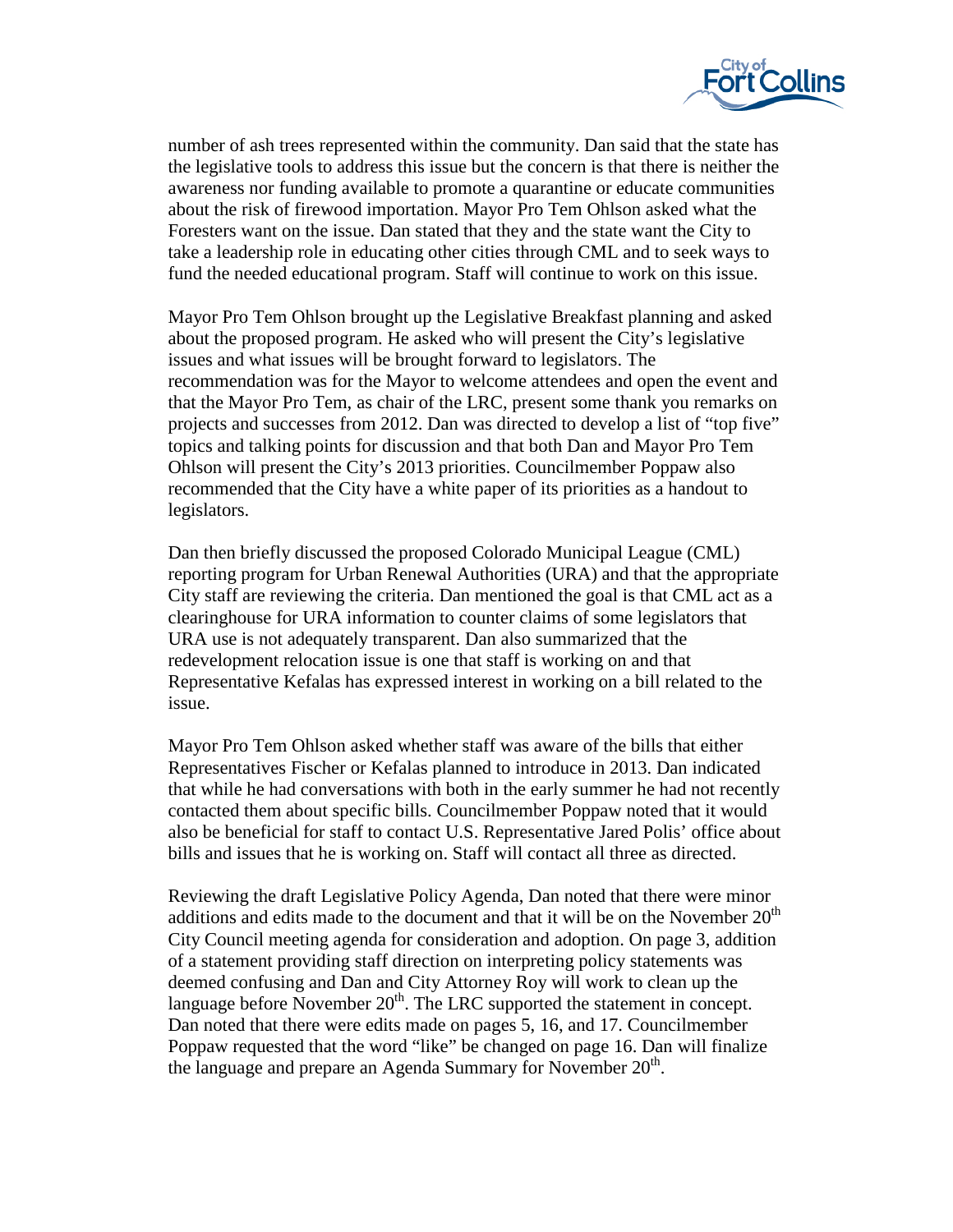number of ash trees represented within the community. Dan said that the state has the legislative tools to address this issue but the concern is that there is neither the awareness nor funding available to promote a quarantine or educate communities about the risk of firewood importation. Mayor Pro Tem Ohlson asked what the Foresters want on the issue. Dan stated that they and the state want the City to take a leadership role in educating other cities through CML and to seek ways to fund the needed educational program. Staff will continue to work on this issue.

Mayor Pro Tem Ohlson brought up the Legislative Breakfast planning and asked about the proposed program. He asked who will present the City's legislative issues and what issues will be brought forward to legislators. The recommendation was for the Mayor to welcome attendees and open the event and that the Mayor Pro Tem, as chair of the LRC, present some thank you remarks on projects and successes from 2012. Dan was directed to develop a list of "top five" topics and talking points for discussion and that both Dan and Mayor Pro Tem Ohlson will present the City's 2013 priorities. Councilmember Poppaw also recommended that the City have a white paper of its priorities as a handout to legislators.

Dan then briefly discussed the proposed Colorado Municipal League (CML) reporting program for Urban Renewal Authorities (URA) and that the appropriate City staff are reviewing the criteria. Dan mentioned the goal is that CML act as a clearinghouse for URA information to counter claims of some legislators that URA use is not adequately transparent. Dan also summarized that the redevelopment relocation issue is one that staff is working on and that Representative Kefalas has expressed interest in working on a bill related to the issue.

Mayor Pro Tem Ohlson asked whether staff was aware of the bills that either Representatives Fischer or Kefalas planned to introduce in 2013. Dan indicated that while he had conversations with both in the early summer he had not recently contacted them about specific bills. Councilmember Poppaw noted that it would also be beneficial for staff to contact U.S. Representative Jared Polis' office about bills and issues that he is working on. Staff will contact all three as directed.

Reviewing the draft Legislative Policy Agenda, Dan noted that there were minor additions and edits made to the document and that it will be on the November 20th City Council meeting agenda for consideration and adoption. On page 3, addition of a statement providing staff direction on interpreting policy statements was deemed confusing and Dan and City Attorney Roy will work to clean up the language before November 20th. The LRC supported the statement in concept. Dan noted that there were edits made on pages 5, 16, and 17. Councilmember Poppaw requested that the word "like" be changed on page 16. Dan will finalize the language and prepare an Agenda Summary for November 20th.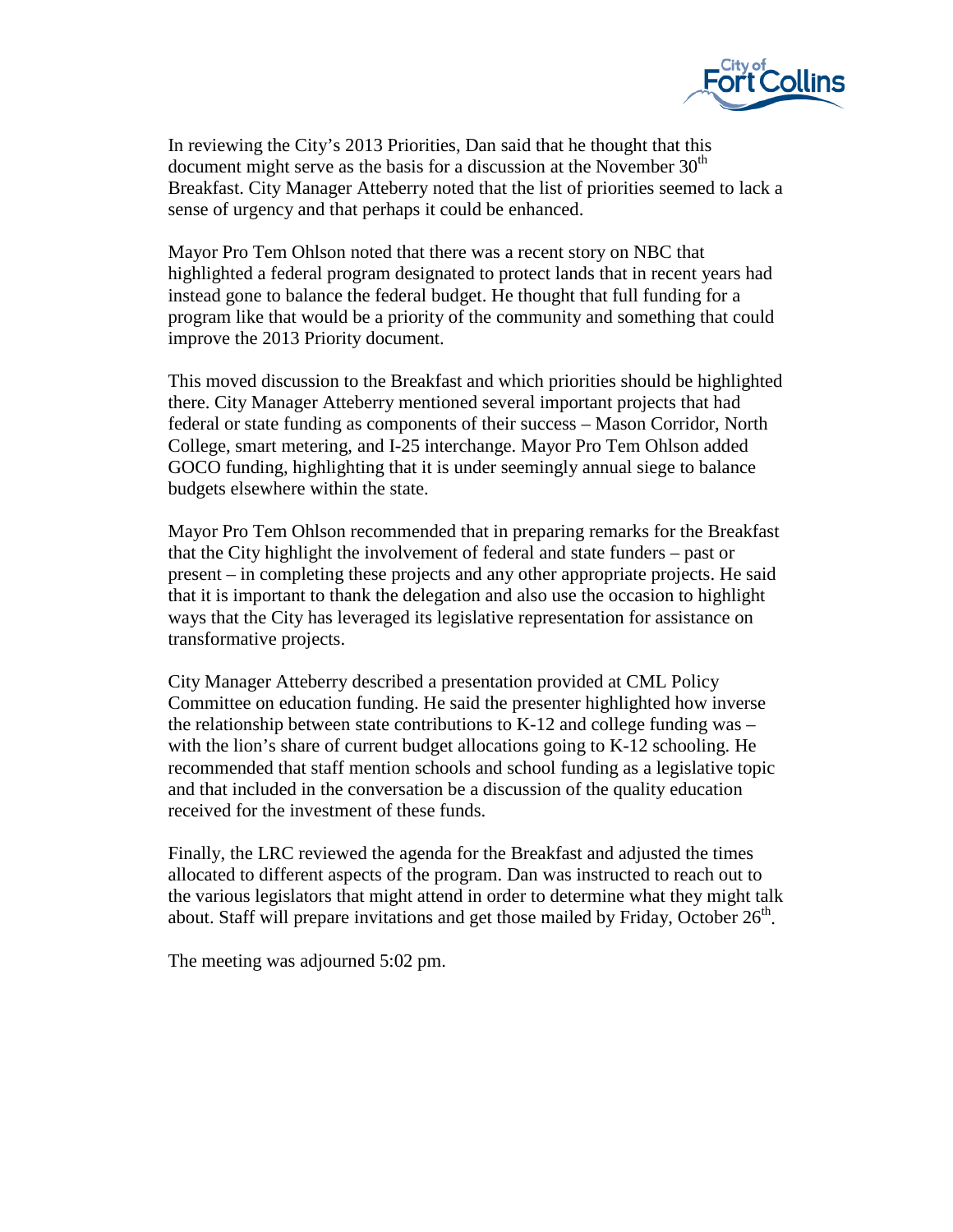In reviewing the City's 2013 Priorities, Dan said that he thought that this document might serve as the basis for a discussion at the November 30th Breakfast. City Manager Atteberry noted that the list of priorities seemed to lack a sense of urgency and that perhaps it could be enhanced.

Mayor Pro Tem Ohlson noted that there was a recent story on NBC that highlighted a federal program designated to protect lands that in recent years had instead gone to balance the federal budget. He thought that full funding for a program like that would be a priority of the community and something that could improve the 2013 Priority document.

This moved discussion to the Breakfast and which priorities should be highlighted there. City Manager Atteberry mentioned several important projects that had federal or state funding as components of their success – Mason Corridor, North College, smart metering, and I-25 interchange. Mayor Pro Tem Ohlson added GOCO funding, highlighting that it is under seemingly annual siege to balance budgets elsewhere within the state.

Mayor Pro Tem Ohlson recommended that in preparing remarks for the Breakfast that the City highlight the involvement of federal and state funders – past or present – in completing these projects and any other appropriate projects. He said that it is important to thank the delegation and also use the occasion to highlight ways that the City has leveraged its legislative representation for assistance on transformative projects.

City Manager Atteberry described a presentation provided at CML Policy Committee on education funding. He said the presenter highlighted how inverse the relationship between state contributions to K-12 and college funding was – with the lion's share of current budget allocations going to K-12 schooling. He recommended that staff mention schools and school funding as a legislative topic and that included in the conversation be a discussion of the quality education received for the investment of these funds.

Finally, the LRC reviewed the agenda for the Breakfast and adjusted the times allocated to different aspects of the program. Dan was instructed to reach out to the various legislators that might attend in order to determine what they might talk about. Staff will prepare invitations and get those mailed by Friday, October 26th.

The meeting was adjourned 5:02 pm.